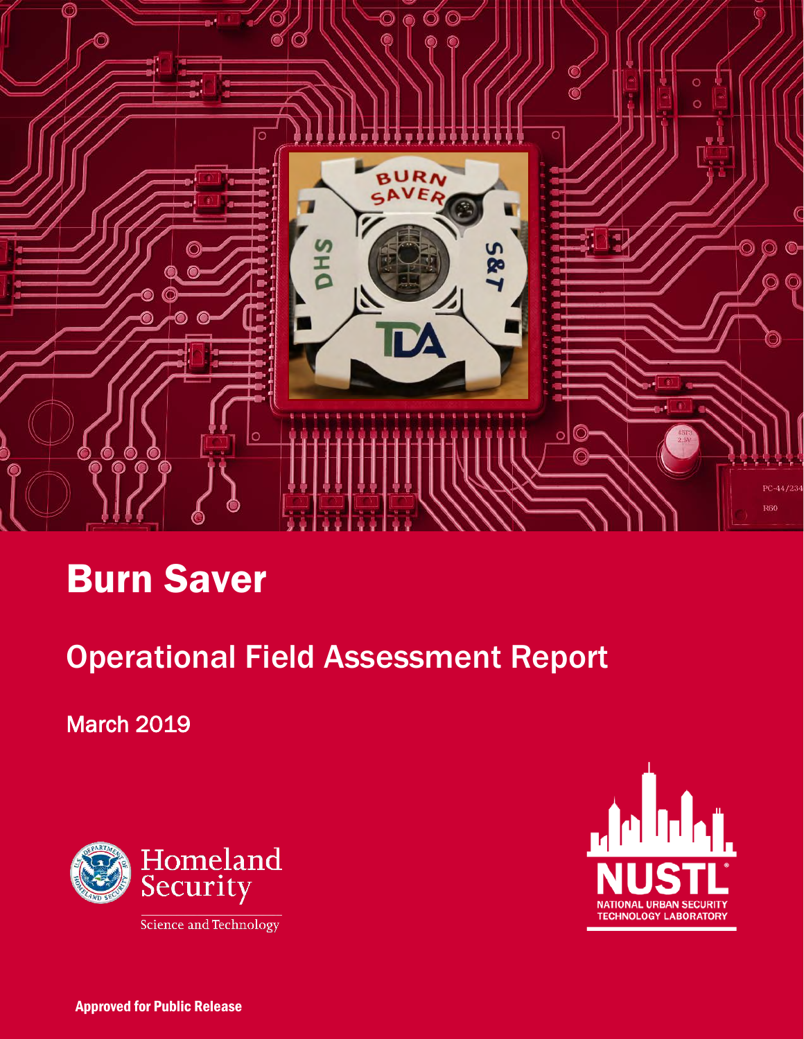# Burn Saver

## Operational Field Assessment Report

March 2019

Homeland Security

Science and Technology

NUSTL

NATIONAL URBAN SECURITY TECHNOLOGY LABORATORY

**Approved for Public Release**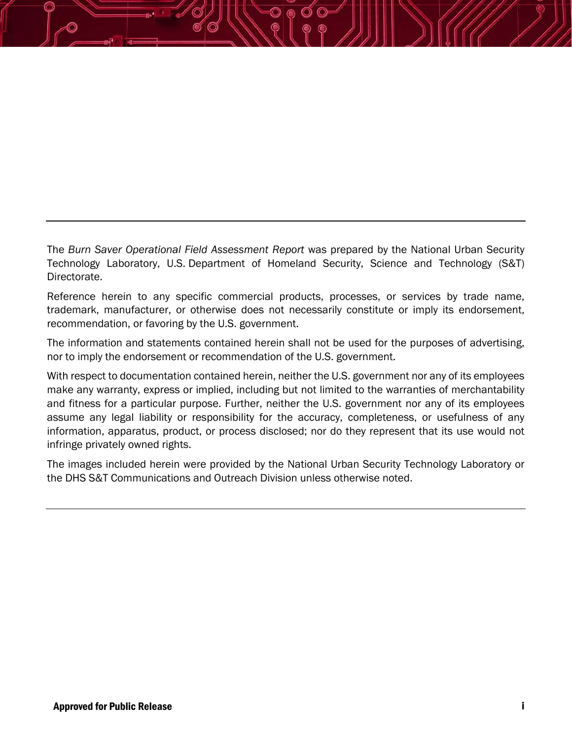The *Burn Saver Operational Field Assessment Report* was prepared by the National Urban Security Technology Laboratory, U.S. Department of Homeland Security, Science and Technology (S&T) Directorate.

Reference herein to any specific commercial products, processes, or services by trade name, trademark, manufacturer, or otherwise does not necessarily constitute or imply its endorsement, recommendation, or favoring by the U.S. government.

The information and statements contained herein shall not be used for the purposes of advertising, nor to imply the endorsement or recommendation of the U.S. government.

With respect to documentation contained herein, neither the U.S. government nor any of its employees make any warranty, express or implied, including but not limited to the warranties of merchantability and fitness for a particular purpose. Further, neither the U.S. government nor any of its employees assume any legal liability or responsibility for the accuracy, completeness, or usefulness of any information, apparatus, product, or process disclosed; nor do they represent that its use would not infringe privately owned rights.

The images included herein were provided by the National Urban Security Technology Laboratory or the DHS S&T Communications and Outreach Division unless otherwise noted.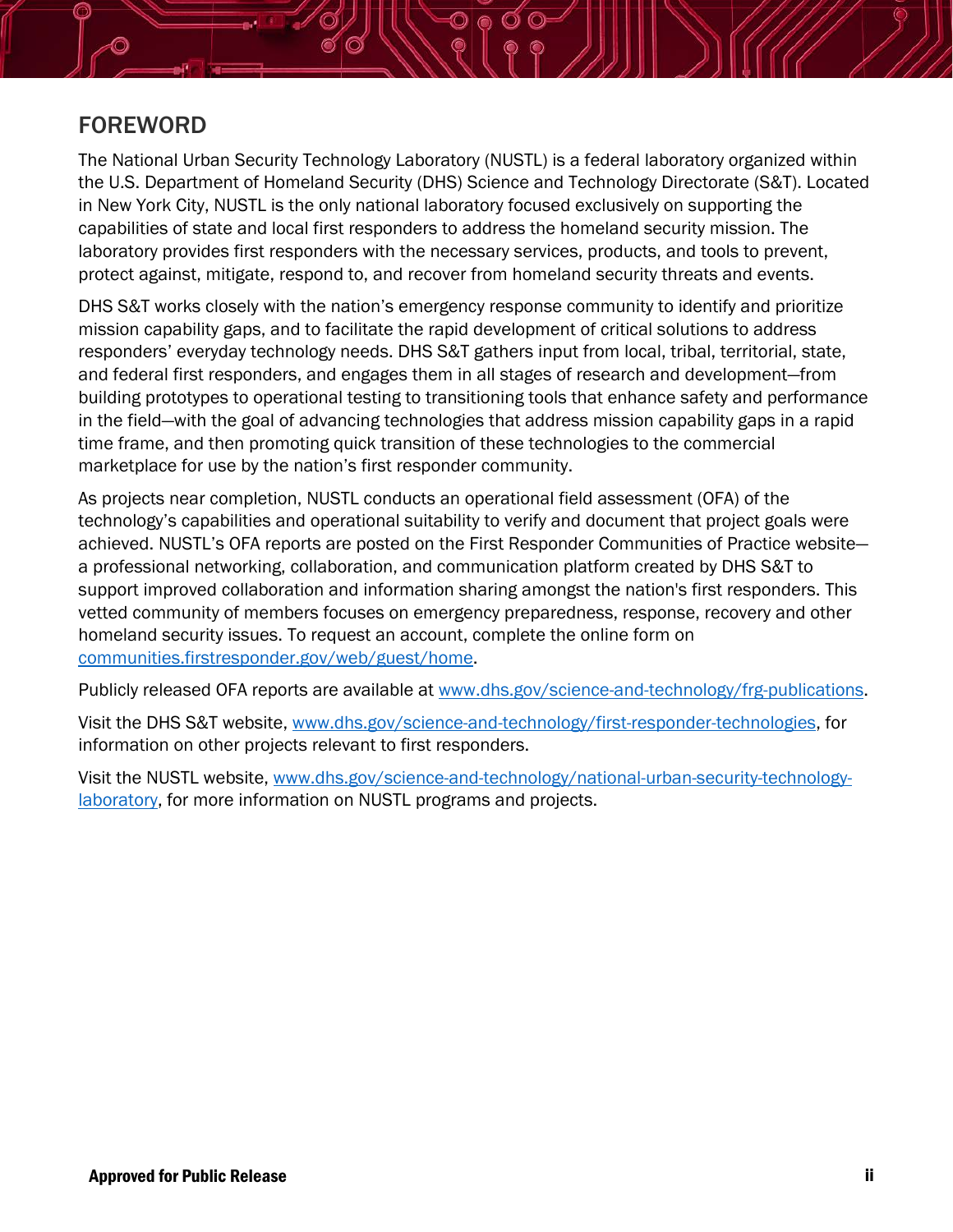## FOREWORD

The National Urban Security Technology Laboratory (NUSTL) is a federal laboratory organized within the U.S. Department of Homeland Security (DHS) Science and Technology Directorate (S&T). Located in New York City, NUSTL is the only national laboratory focused exclusively on supporting the capabilities of state and local first responders to address the homeland security mission. The laboratory provides first responders with the necessary services, products, and tools to prevent, protect against, mitigate, respond to, and recover from homeland security threats and events.

DHS S&T works closely with the nation's emergency response community to identify and prioritize mission capability gaps, and to facilitate the rapid development of critical solutions to address responders' everyday technology needs. DHS S&T gathers input from local, tribal, territorial, state, and federal first responders, and engages them in all stages of research and development—from building prototypes to operational testing to transitioning tools that enhance safety and performance in the field—with the goal of advancing technologies that address mission capability gaps in a rapid time frame, and then promoting quick transition of these technologies to the commercial marketplace for use by the nation's first responder community.

As projects near completion, NUSTL conducts an operational field assessment (OFA) of the technology's capabilities and operational suitability to verify and document that project goals were achieved. NUSTL's OFA reports are posted on the First Responder Communities of Practice website—a professional networking, collaboration, and communication platform created by DHS S&T to support improved collaboration and information sharing amongst the nation's first responders. This vetted community of members focuses on emergency preparedness, response, recovery and other homeland security issues. To request an account, complete the online form on communities.firstresponder.gov/web/guest/home.

Publicly released OFA reports are available at www.dhs.gov/science-and-technology/frg-publications.

Visit the DHS S&T website, www.dhs.gov/science-and-technology/first-responder-technologies, for information on other projects relevant to first responders.

Visit the NUSTL website, www.dhs.gov/science-and-technology/national-urban-security-technology-laboratory, for more information on NUSTL programs and projects.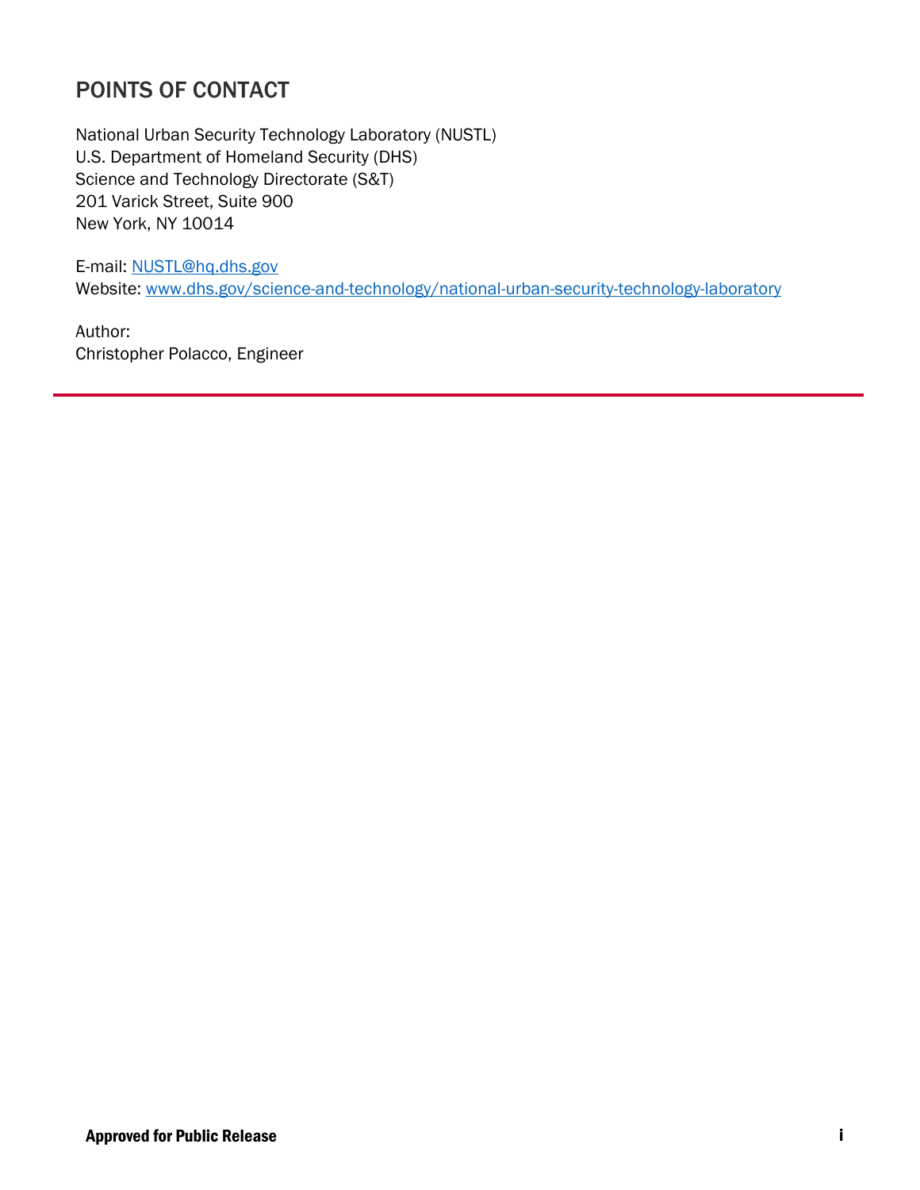## POINTS OF CONTACT

National Urban Security Technology Laboratory (NUSTL)
U.S. Department of Homeland Security (DHS)
Science and Technology Directorate (S&T)
201 Varick Street, Suite 900
New York, NY 10014

E-mail: NUSTL@hq.dhs.gov
Website: www.dhs.gov/science-and-technology/national-urban-security-technology-laboratory

Author:
Christopher Polacco, Engineer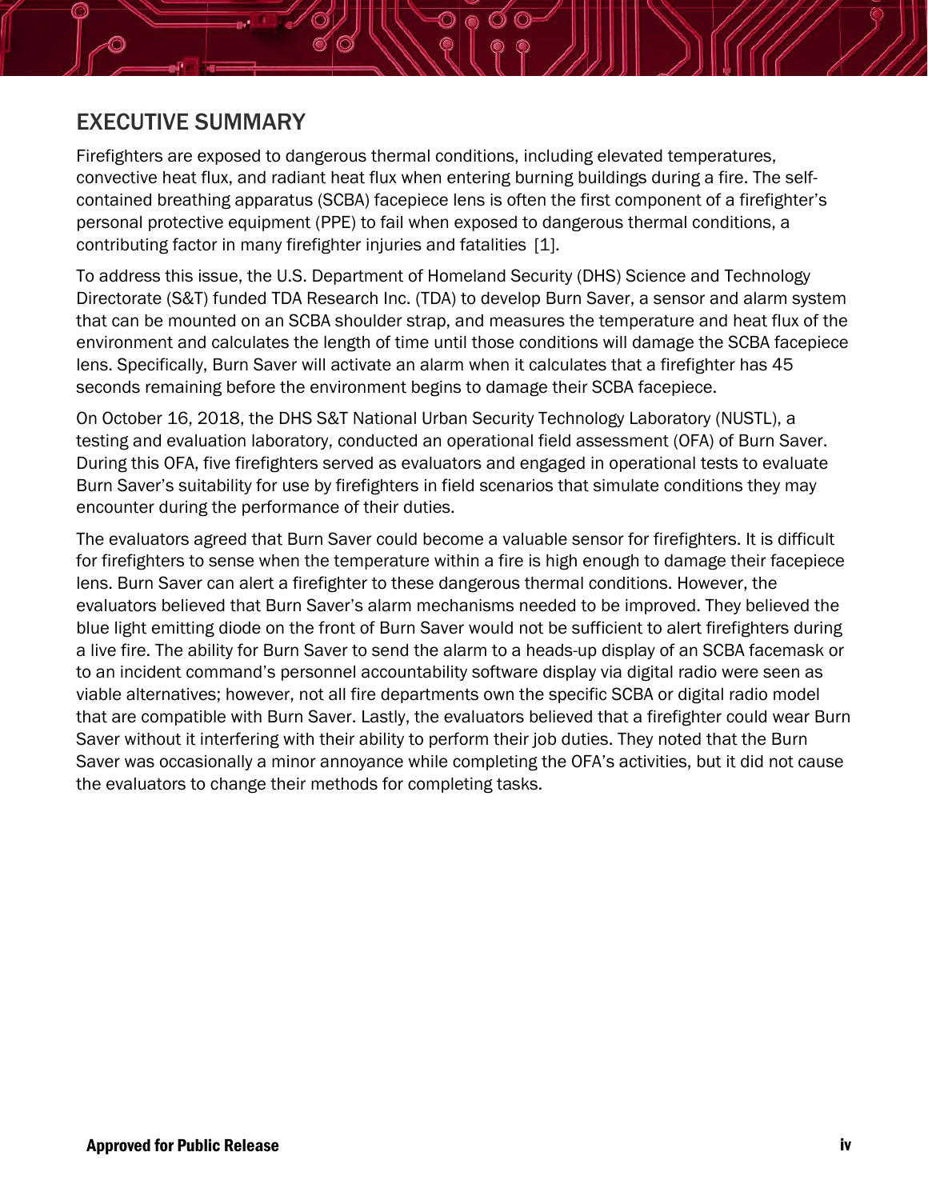# EXECUTIVE SUMMARY

Firefighters are exposed to dangerous thermal conditions, including elevated temperatures, convective heat flux, and radiant heat flux when entering burning buildings during a fire. The self-contained breathing apparatus (SCBA) facepiece lens is often the first component of a firefighter's personal protective equipment (PPE) to fail when exposed to dangerous thermal conditions, a contributing factor in many firefighter injuries and fatalities [1].

To address this issue, the U.S. Department of Homeland Security (DHS) Science and Technology Directorate (S&T) funded TDA Research Inc. (TDA) to develop Burn Saver, a sensor and alarm system that can be mounted on an SCBA shoulder strap, and measures the temperature and heat flux of the environment and calculates the length of time until those conditions will damage the SCBA facepiece lens. Specifically, Burn Saver will activate an alarm when it calculates that a firefighter has 45 seconds remaining before the environment begins to damage their SCBA facepiece.

On October 16, 2018, the DHS S&T National Urban Security Technology Laboratory (NUSTL), a testing and evaluation laboratory, conducted an operational field assessment (OFA) of Burn Saver. During this OFA, five firefighters served as evaluators and engaged in operational tests to evaluate Burn Saver's suitability for use by firefighters in field scenarios that simulate conditions they may encounter during the performance of their duties.

The evaluators agreed that Burn Saver could become a valuable sensor for firefighters. It is difficult for firefighters to sense when the temperature within a fire is high enough to damage their facepiece lens. Burn Saver can alert a firefighter to these dangerous thermal conditions. However, the evaluators believed that Burn Saver's alarm mechanisms needed to be improved. They believed the blue light emitting diode on the front of Burn Saver would not be sufficient to alert firefighters during a live fire. The ability for Burn Saver to send the alarm to a heads-up display of an SCBA facemask or to an incident command's personnel accountability software display via digital radio were seen as viable alternatives; however, not all fire departments own the specific SCBA or digital radio model that are compatible with Burn Saver. Lastly, the evaluators believed that a firefighter could wear Burn Saver without it interfering with their ability to perform their job duties. They noted that the Burn Saver was occasionally a minor annoyance while completing the OFA's activities, but it did not cause the evaluators to change their methods for completing tasks.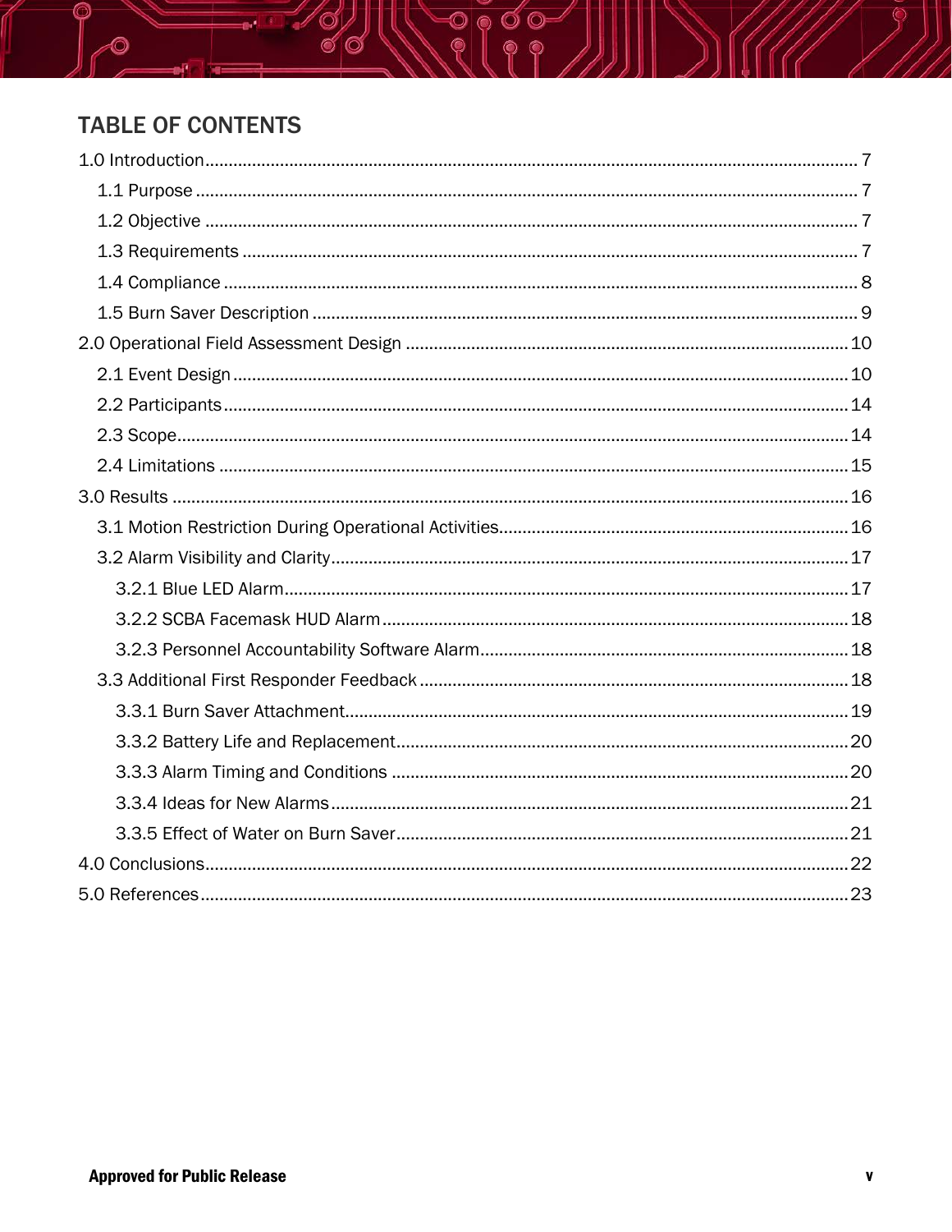# TABLE OF CONTENTS

1.0 Introduction .......... 7
- 1.1 Purpose .......... 7
- 1.2 Objective .......... 7
- 1.3 Requirements .......... 7
- 1.4 Compliance .......... 8
- 1.5 Burn Saver Description .......... 9

2.0 Operational Field Assessment Design .......... 10
- 2.1 Event Design .......... 10
- 2.2 Participants .......... 14
- 2.3 Scope .......... 14
- 2.4 Limitations .......... 15

3.0 Results .......... 16
- 3.1 Motion Restriction During Operational Activities .......... 16
- 3.2 Alarm Visibility and Clarity .......... 17
  - 3.2.1 Blue LED Alarm .......... 17
  - 3.2.2 SCBA Facemask HUD Alarm .......... 18
  - 3.2.3 Personnel Accountability Software Alarm .......... 18
- 3.3 Additional First Responder Feedback .......... 18
  - 3.3.1 Burn Saver Attachment .......... 19
  - 3.3.2 Battery Life and Replacement .......... 20
  - 3.3.3 Alarm Timing and Conditions .......... 20
  - 3.3.4 Ideas for New Alarms .......... 21
  - 3.3.5 Effect of Water on Burn Saver .......... 21

4.0 Conclusions .......... 22

5.0 References .......... 23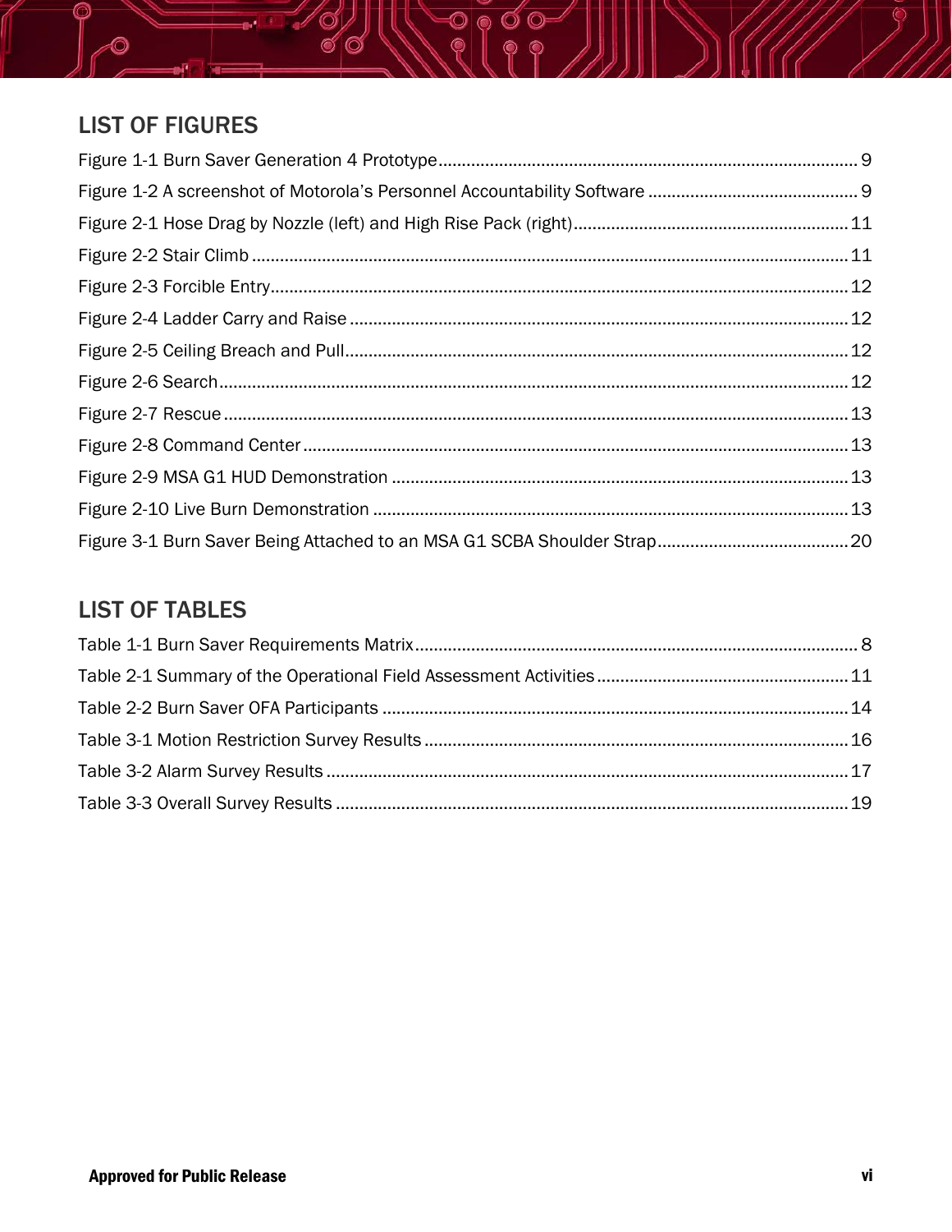## LIST OF FIGURES

Figure 1-1 Burn Saver Generation 4 Prototype ......... 9
Figure 1-2 A screenshot of Motorola's Personnel Accountability Software ......... 9
Figure 2-1 Hose Drag by Nozzle (left) and High Rise Pack (right) ......... 11
Figure 2-2 Stair Climb ......... 11
Figure 2-3 Forcible Entry ......... 12
Figure 2-4 Ladder Carry and Raise ......... 12
Figure 2-5 Ceiling Breach and Pull ......... 12
Figure 2-6 Search ......... 12
Figure 2-7 Rescue ......... 13
Figure 2-8 Command Center ......... 13
Figure 2-9 MSA G1 HUD Demonstration ......... 13
Figure 2-10 Live Burn Demonstration ......... 13
Figure 3-1 Burn Saver Being Attached to an MSA G1 SCBA Shoulder Strap ......... 20

## LIST OF TABLES

Table 1-1 Burn Saver Requirements Matrix ......... 8
Table 2-1 Summary of the Operational Field Assessment Activities ......... 11
Table 2-2 Burn Saver OFA Participants ......... 14
Table 3-1 Motion Restriction Survey Results ......... 16
Table 3-2 Alarm Survey Results ......... 17
Table 3-3 Overall Survey Results ......... 19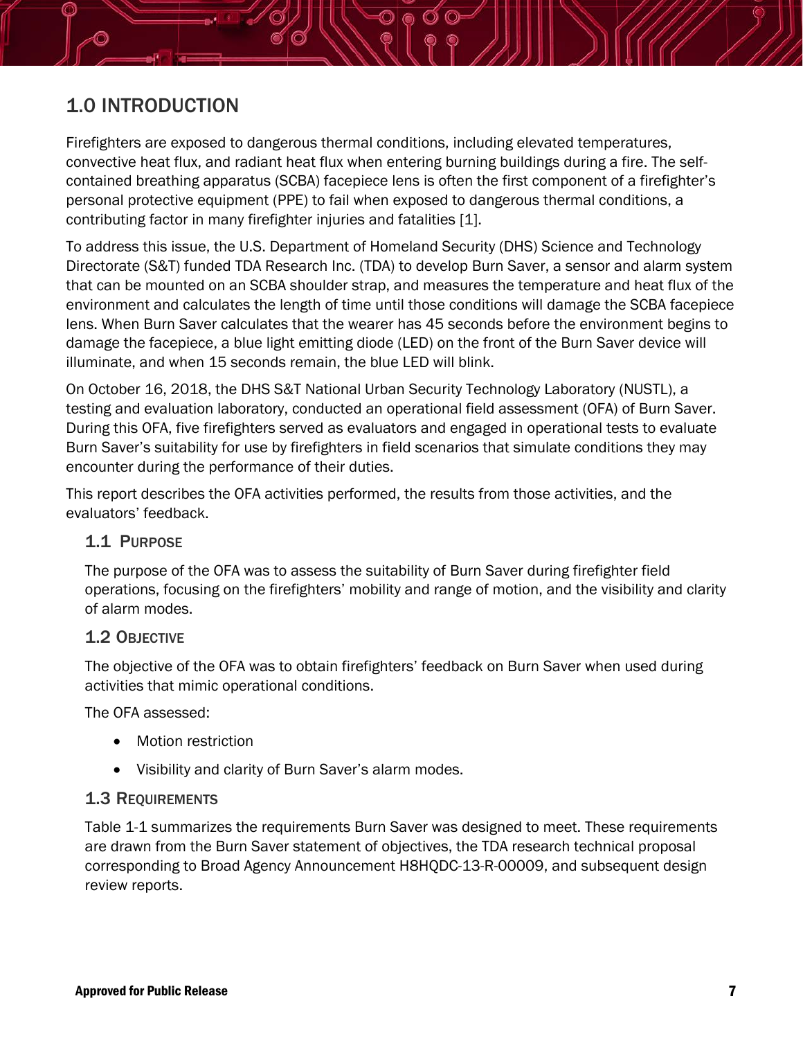# 1.0 INTRODUCTION

Firefighters are exposed to dangerous thermal conditions, including elevated temperatures, convective heat flux, and radiant heat flux when entering burning buildings during a fire. The self-contained breathing apparatus (SCBA) facepiece lens is often the first component of a firefighter's personal protective equipment (PPE) to fail when exposed to dangerous thermal conditions, a contributing factor in many firefighter injuries and fatalities [1].

To address this issue, the U.S. Department of Homeland Security (DHS) Science and Technology Directorate (S&T) funded TDA Research Inc. (TDA) to develop Burn Saver, a sensor and alarm system that can be mounted on an SCBA shoulder strap, and measures the temperature and heat flux of the environment and calculates the length of time until those conditions will damage the SCBA facepiece lens. When Burn Saver calculates that the wearer has 45 seconds before the environment begins to damage the facepiece, a blue light emitting diode (LED) on the front of the Burn Saver device will illuminate, and when 15 seconds remain, the blue LED will blink.

On October 16, 2018, the DHS S&T National Urban Security Technology Laboratory (NUSTL), a testing and evaluation laboratory, conducted an operational field assessment (OFA) of Burn Saver. During this OFA, five firefighters served as evaluators and engaged in operational tests to evaluate Burn Saver's suitability for use by firefighters in field scenarios that simulate conditions they may encounter during the performance of their duties.

This report describes the OFA activities performed, the results from those activities, and the evaluators' feedback.

## 1.1 Purpose

The purpose of the OFA was to assess the suitability of Burn Saver during firefighter field operations, focusing on the firefighters' mobility and range of motion, and the visibility and clarity of alarm modes.

## 1.2 Objective

The objective of the OFA was to obtain firefighters' feedback on Burn Saver when used during activities that mimic operational conditions.

The OFA assessed:

- Motion restriction
- Visibility and clarity of Burn Saver's alarm modes.

## 1.3 Requirements

Table 1-1 summarizes the requirements Burn Saver was designed to meet. These requirements are drawn from the Burn Saver statement of objectives, the TDA research technical proposal corresponding to Broad Agency Announcement H8HQDC-13-R-00009, and subsequent design review reports.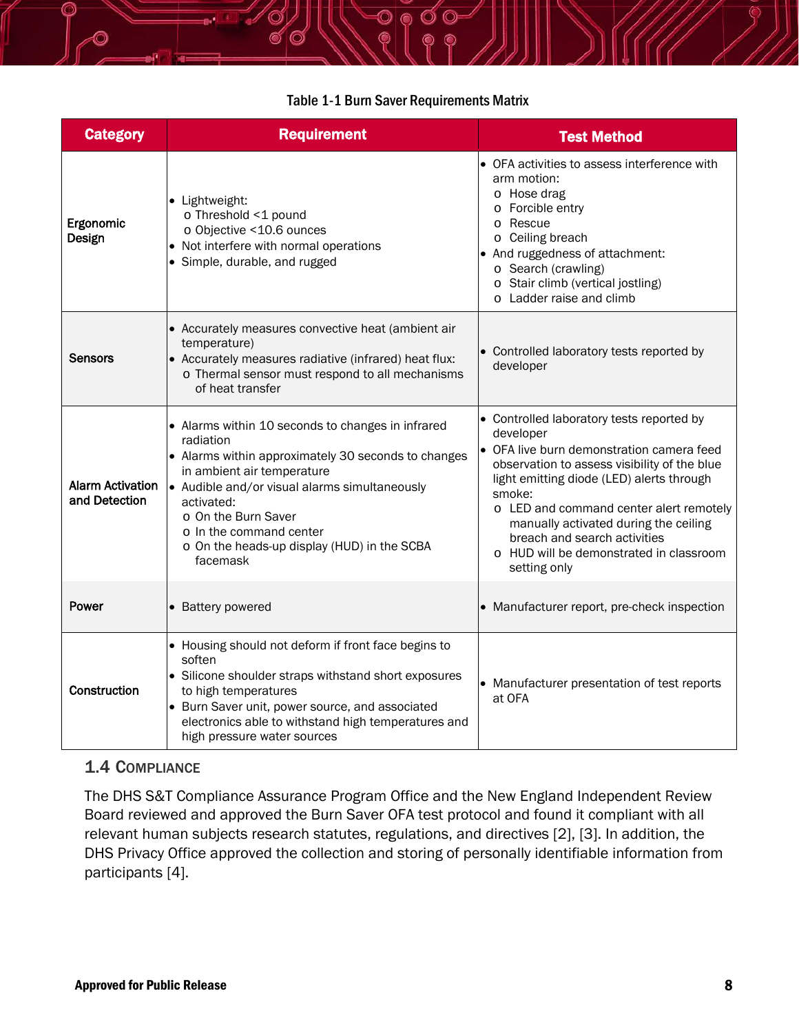Table 1-1 Burn Saver Requirements Matrix

| Category | Requirement | Test Method |
|---|---|---|
| Ergonomic Design | • Lightweight:<br>o Threshold <1 pound<br>o Objective <10.6 ounces<br>• Not interfere with normal operations<br>• Simple, durable, and rugged | • OFA activities to assess interference with arm motion:<br>o Hose drag<br>o Forcible entry<br>o Rescue<br>o Ceiling breach<br>• And ruggedness of attachment:<br>o Search (crawling)<br>o Stair climb (vertical jostling)<br>o Ladder raise and climb |
| Sensors | • Accurately measures convective heat (ambient air temperature)<br>• Accurately measures radiative (infrared) heat flux:<br>o Thermal sensor must respond to all mechanisms of heat transfer | • Controlled laboratory tests reported by developer |
| Alarm Activation and Detection | • Alarms within 10 seconds to changes in infrared radiation<br>• Alarms within approximately 30 seconds to changes in ambient air temperature<br>• Audible and/or visual alarms simultaneously activated:<br>o On the Burn Saver<br>o In the command center<br>o On the heads-up display (HUD) in the SCBA facemask | • Controlled laboratory tests reported by developer<br>• OFA live burn demonstration camera feed observation to assess visibility of the blue light emitting diode (LED) alerts through smoke:<br>o LED and command center alert remotely manually activated during the ceiling breach and search activities<br>o HUD will be demonstrated in classroom setting only |
| Power | • Battery powered | • Manufacturer report, pre-check inspection |
| Construction | • Housing should not deform if front face begins to soften<br>• Silicone shoulder straps withstand short exposures to high temperatures<br>• Burn Saver unit, power source, and associated electronics able to withstand high temperatures and high pressure water sources | • Manufacturer presentation of test reports at OFA |

## 1.4 Compliance

The DHS S&T Compliance Assurance Program Office and the New England Independent Review Board reviewed and approved the Burn Saver OFA test protocol and found it compliant with all relevant human subjects research statutes, regulations, and directives [2], [3]. In addition, the DHS Privacy Office approved the collection and storing of personally identifiable information from participants [4].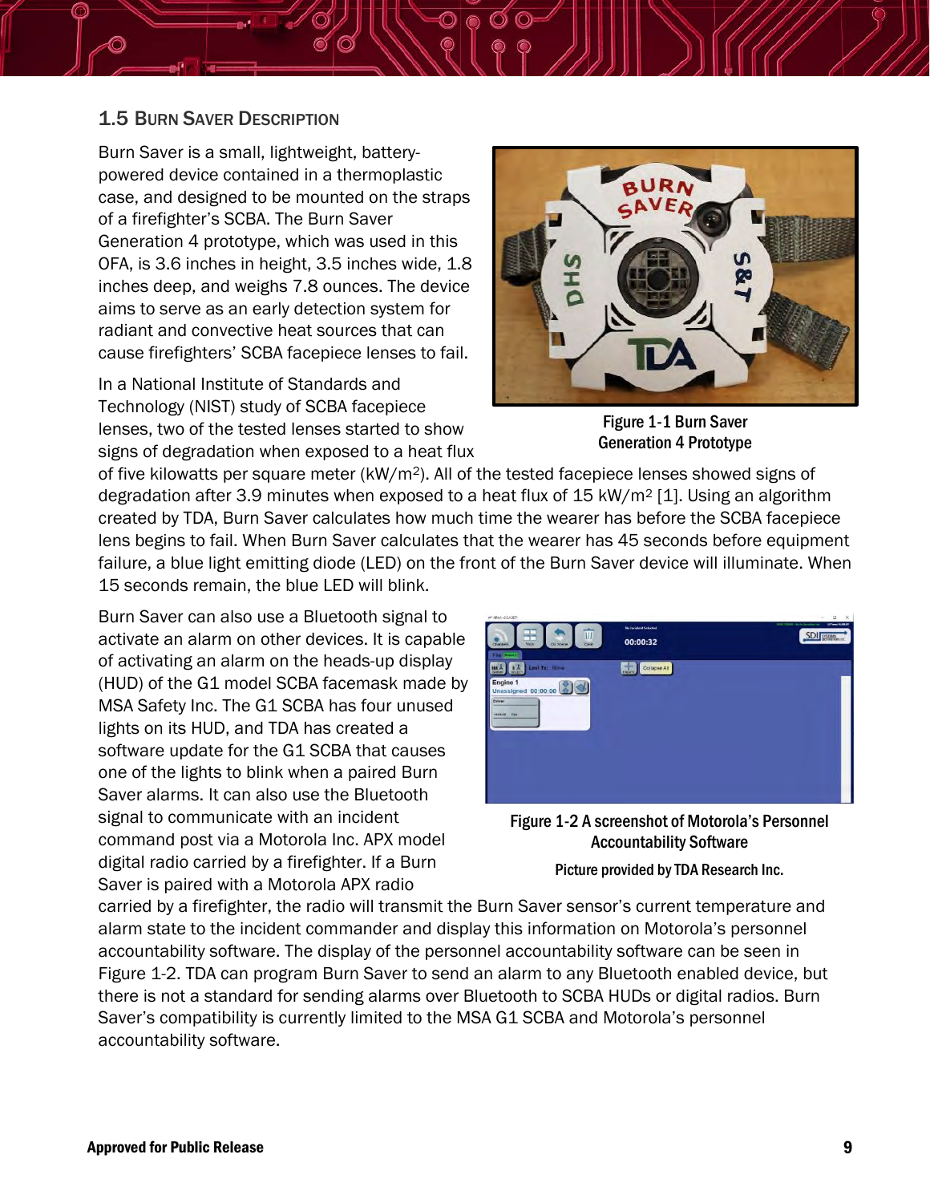## 1.5 Burn Saver Description

Burn Saver is a small, lightweight, battery-powered device contained in a thermoplastic case, and designed to be mounted on the straps of a firefighter's SCBA. The Burn Saver Generation 4 prototype, which was used in this OFA, is 3.6 inches in height, 3.5 inches wide, 1.8 inches deep, and weighs 7.8 ounces. The device aims to serve as an early detection system for radiant and convective heat sources that can cause firefighters' SCBA facepiece lenses to fail.

Figure 1-1 Burn Saver Generation 4 Prototype

In a National Institute of Standards and Technology (NIST) study of SCBA facepiece lenses, two of the tested lenses started to show signs of degradation when exposed to a heat flux of five kilowatts per square meter ($kW/m^2$). All of the tested facepiece lenses showed signs of degradation after 3.9 minutes when exposed to a heat flux of 15 $kW/m^2$ [1]. Using an algorithm created by TDA, Burn Saver calculates how much time the wearer has before the SCBA facepiece lens begins to fail. When Burn Saver calculates that the wearer has 45 seconds before equipment failure, a blue light emitting diode (LED) on the front of the Burn Saver device will illuminate. When 15 seconds remain, the blue LED will blink.

Burn Saver can also use a Bluetooth signal to activate an alarm on other devices. It is capable of activating an alarm on the heads-up display (HUD) of the G1 model SCBA facemask made by MSA Safety Inc. The G1 SCBA has four unused lights on its HUD, and TDA has created a software update for the G1 SCBA that causes one of the lights to blink when a paired Burn Saver alarms. It can also use the Bluetooth signal to communicate with an incident command post via a Motorola Inc. APX model digital radio carried by a firefighter. If a Burn Saver is paired with a Motorola APX radio carried by a firefighter, the radio will transmit the Burn Saver sensor's current temperature and alarm state to the incident commander and display this information on Motorola's personnel accountability software. The display of the personnel accountability software can be seen in Figure 1-2. TDA can program Burn Saver to send an alarm to any Bluetooth enabled device, but there is not a standard for sending alarms over Bluetooth to SCBA HUDs or digital radios. Burn Saver's compatibility is currently limited to the MSA G1 SCBA and Motorola's personnel accountability software.

Figure 1-2 A screenshot of Motorola's Personnel Accountability Software

Picture provided by TDA Research Inc.

**Approved for Public Release**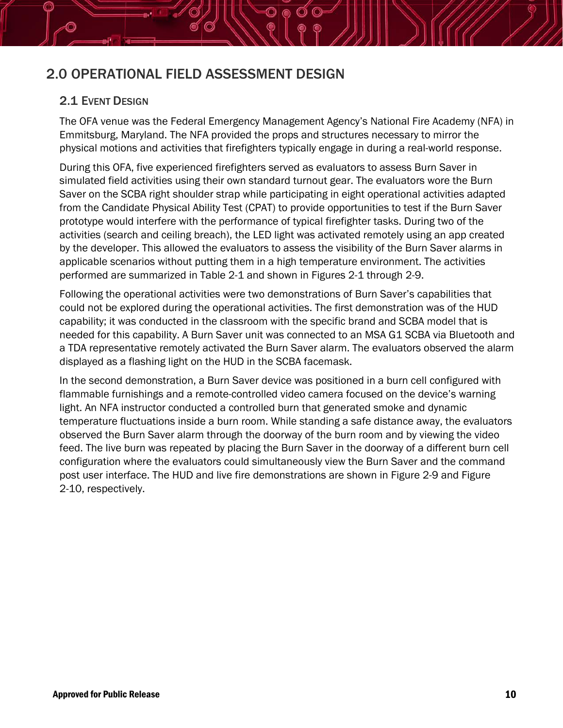# 2.0 OPERATIONAL FIELD ASSESSMENT DESIGN

## 2.1 Event Design

The OFA venue was the Federal Emergency Management Agency's National Fire Academy (NFA) in Emmitsburg, Maryland. The NFA provided the props and structures necessary to mirror the physical motions and activities that firefighters typically engage in during a real-world response.

During this OFA, five experienced firefighters served as evaluators to assess Burn Saver in simulated field activities using their own standard turnout gear. The evaluators wore the Burn Saver on the SCBA right shoulder strap while participating in eight operational activities adapted from the Candidate Physical Ability Test (CPAT) to provide opportunities to test if the Burn Saver prototype would interfere with the performance of typical firefighter tasks. During two of the activities (search and ceiling breach), the LED light was activated remotely using an app created by the developer. This allowed the evaluators to assess the visibility of the Burn Saver alarms in applicable scenarios without putting them in a high temperature environment. The activities performed are summarized in Table 2-1 and shown in Figures 2-1 through 2-9.

Following the operational activities were two demonstrations of Burn Saver's capabilities that could not be explored during the operational activities. The first demonstration was of the HUD capability; it was conducted in the classroom with the specific brand and SCBA model that is needed for this capability. A Burn Saver unit was connected to an MSA G1 SCBA via Bluetooth and a TDA representative remotely activated the Burn Saver alarm. The evaluators observed the alarm displayed as a flashing light on the HUD in the SCBA facemask.

In the second demonstration, a Burn Saver device was positioned in a burn cell configured with flammable furnishings and a remote-controlled video camera focused on the device's warning light. An NFA instructor conducted a controlled burn that generated smoke and dynamic temperature fluctuations inside a burn room. While standing a safe distance away, the evaluators observed the Burn Saver alarm through the doorway of the burn room and by viewing the video feed. The live burn was repeated by placing the Burn Saver in the doorway of a different burn cell configuration where the evaluators could simultaneously view the Burn Saver and the command post user interface. The HUD and live fire demonstrations are shown in Figure 2-9 and Figure 2-10, respectively.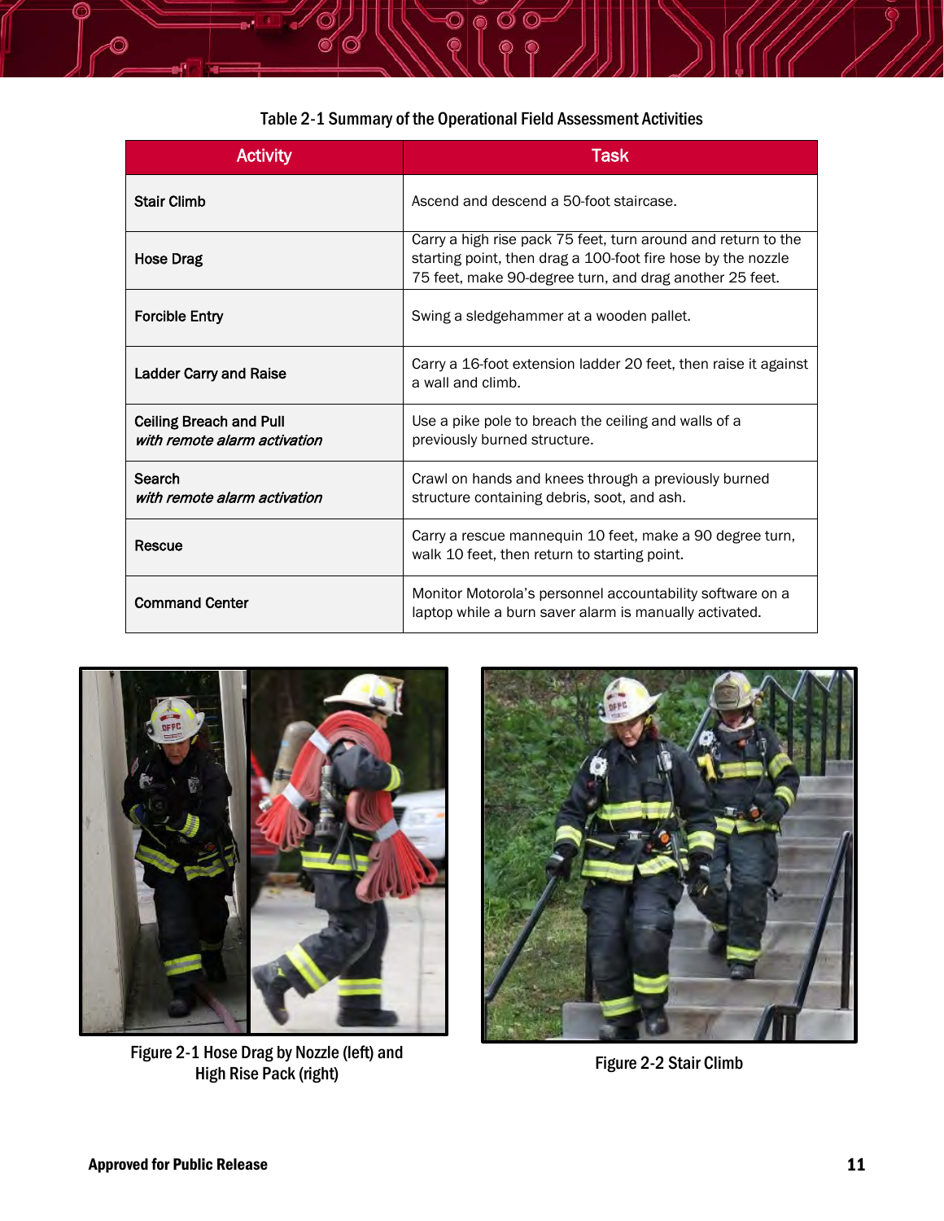Table 2-1 Summary of the Operational Field Assessment Activities

| Activity | Task |
|---|---|
| **Stair Climb** | Ascend and descend a 50-foot staircase. |
| **Hose Drag** | Carry a high rise pack 75 feet, turn around and return to the starting point, then drag a 100-foot fire hose by the nozzle 75 feet, make 90-degree turn, and drag another 25 feet. |
| **Forcible Entry** | Swing a sledgehammer at a wooden pallet. |
| **Ladder Carry and Raise** | Carry a 16-foot extension ladder 20 feet, then raise it against a wall and climb. |
| **Ceiling Breach and Pull** ***with remote alarm activation*** | Use a pike pole to breach the ceiling and walls of a previously burned structure. |
| **Search** ***with remote alarm activation*** | Crawl on hands and knees through a previously burned structure containing debris, soot, and ash. |
| **Rescue** | Carry a rescue mannequin 10 feet, make a 90 degree turn, walk 10 feet, then return to starting point. |
| **Command Center** | Monitor Motorola's personnel accountability software on a laptop while a burn saver alarm is manually activated. |

Figure 2-1 Hose Drag by Nozzle (left) and High Rise Pack (right)

Figure 2-2 Stair Climb

**Approved for Public Release**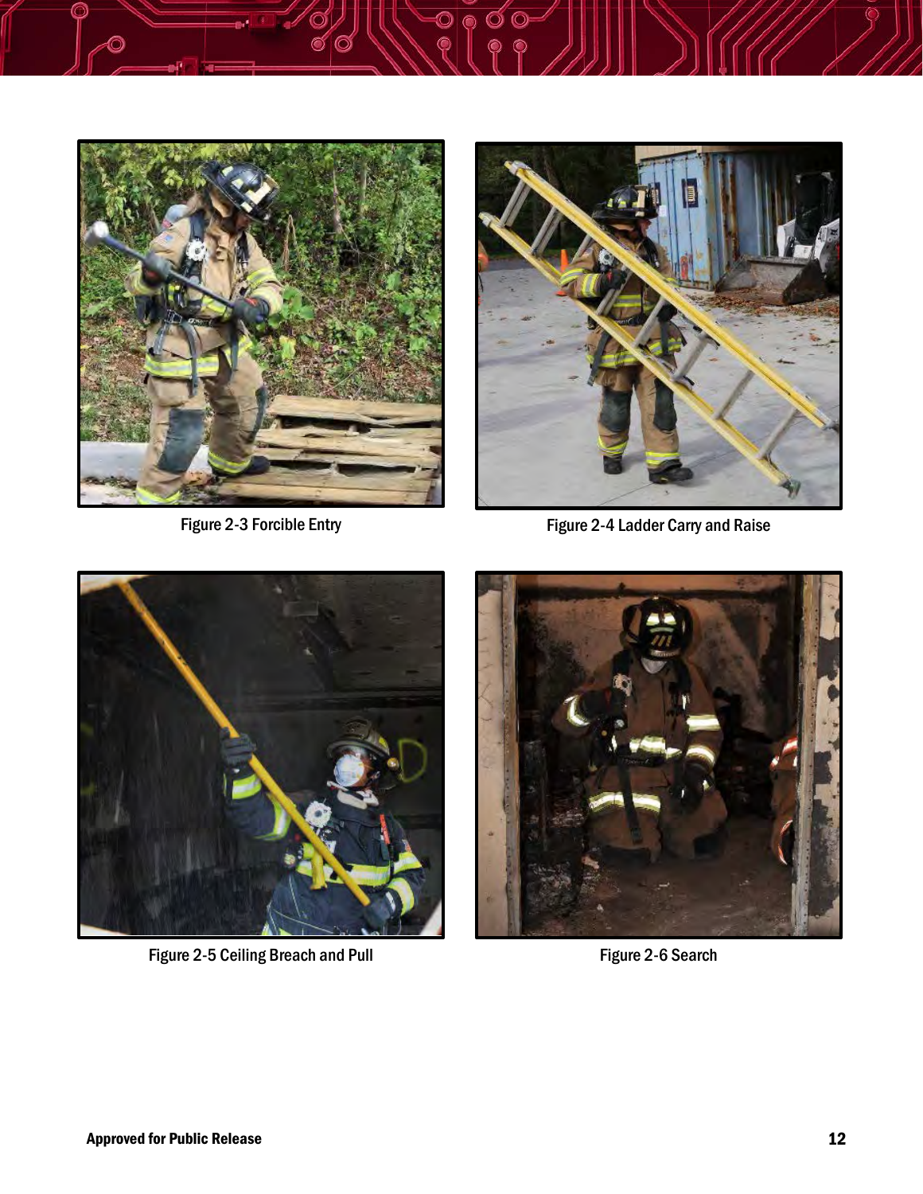Figure 2-3 Forcible Entry

Figure 2-4 Ladder Carry and Raise

Figure 2-5 Ceiling Breach and Pull

Figure 2-6 Search

**Approved for Public Release**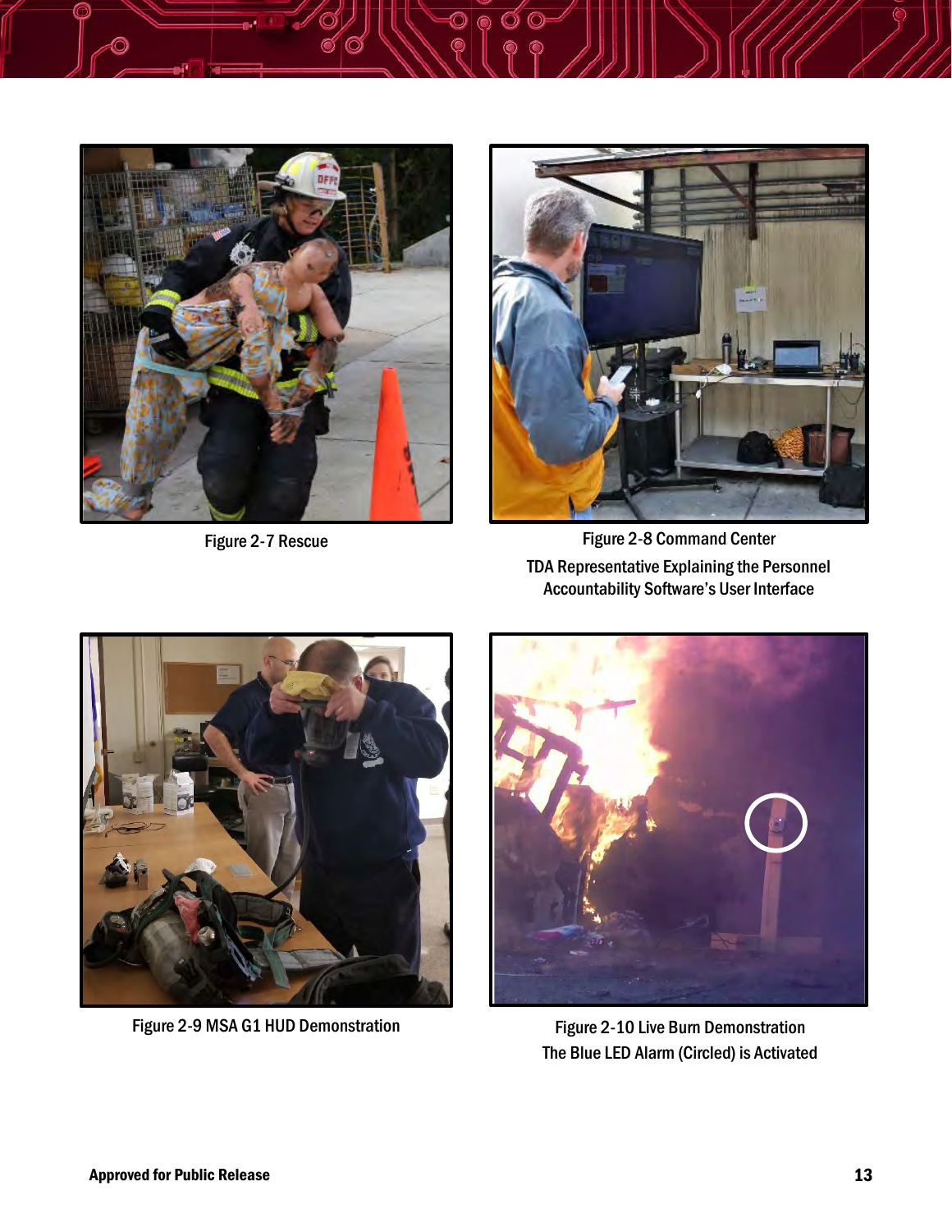Figure 2-7 Rescue

Figure 2-8 Command Center

TDA Representative Explaining the Personnel Accountability Software's User Interface

Figure 2-9 MSA G1 HUD Demonstration

Figure 2-10 Live Burn Demonstration

The Blue LED Alarm (Circled) is Activated

Approved for Public Release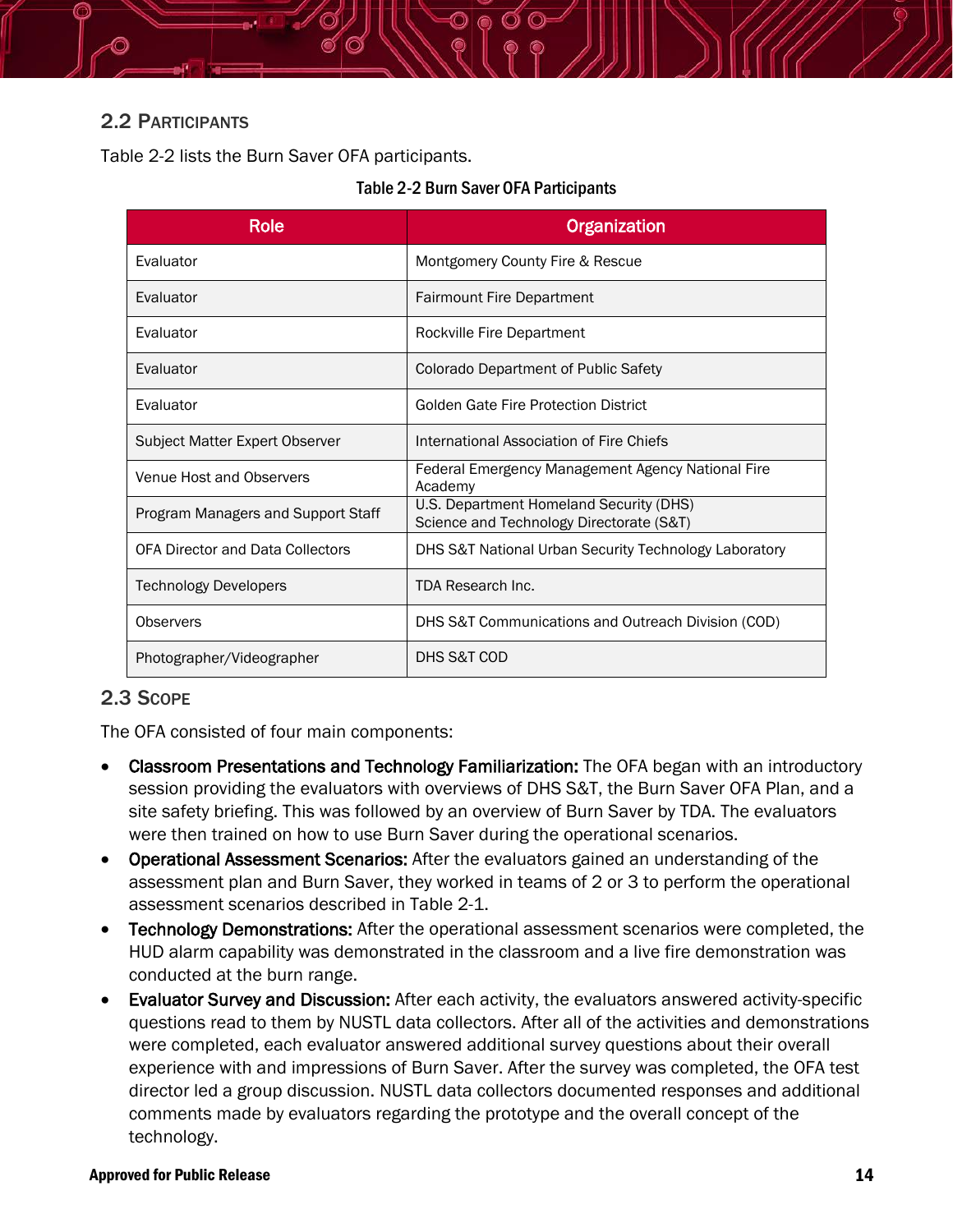## 2.2 Participants

Table 2-2 lists the Burn Saver OFA participants.

Table 2-2 Burn Saver OFA Participants

| Role | Organization |
| --- | --- |
| Evaluator | Montgomery County Fire & Rescue |
| Evaluator | Fairmount Fire Department |
| Evaluator | Rockville Fire Department |
| Evaluator | Colorado Department of Public Safety |
| Evaluator | Golden Gate Fire Protection District |
| Subject Matter Expert Observer | International Association of Fire Chiefs |
| Venue Host and Observers | Federal Emergency Management Agency National Fire Academy |
| Program Managers and Support Staff | U.S. Department Homeland Security (DHS) Science and Technology Directorate (S&T) |
| OFA Director and Data Collectors | DHS S&T National Urban Security Technology Laboratory |
| Technology Developers | TDA Research Inc. |
| Observers | DHS S&T Communications and Outreach Division (COD) |
| Photographer/Videographer | DHS S&T COD |

## 2.3 Scope

The OFA consisted of four main components:

- **Classroom Presentations and Technology Familiarization:** The OFA began with an introductory session providing the evaluators with overviews of DHS S&T, the Burn Saver OFA Plan, and a site safety briefing. This was followed by an overview of Burn Saver by TDA. The evaluators were then trained on how to use Burn Saver during the operational scenarios.
- **Operational Assessment Scenarios:** After the evaluators gained an understanding of the assessment plan and Burn Saver, they worked in teams of 2 or 3 to perform the operational assessment scenarios described in Table 2-1.
- **Technology Demonstrations:** After the operational assessment scenarios were completed, the HUD alarm capability was demonstrated in the classroom and a live fire demonstration was conducted at the burn range.
- **Evaluator Survey and Discussion:** After each activity, the evaluators answered activity-specific questions read to them by NUSTL data collectors. After all of the activities and demonstrations were completed, each evaluator answered additional survey questions about their overall experience with and impressions of Burn Saver. After the survey was completed, the OFA test director led a group discussion. NUSTL data collectors documented responses and additional comments made by evaluators regarding the prototype and the overall concept of the technology.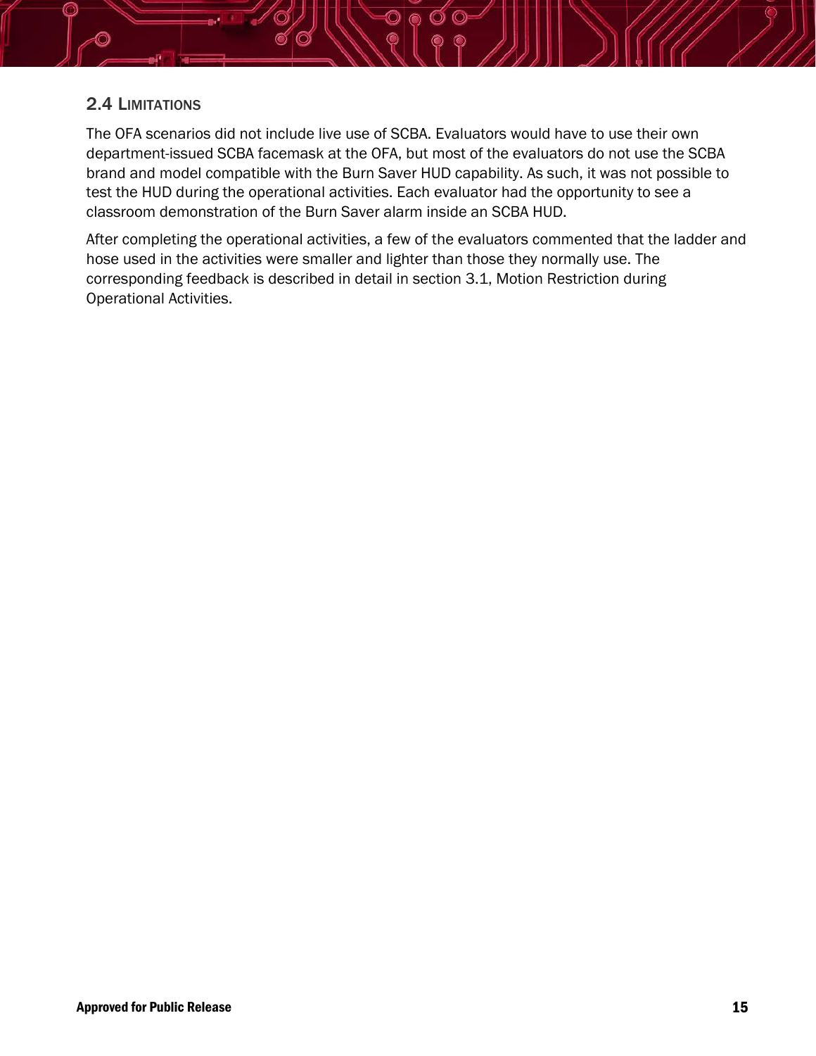## 2.4 Limitations

The OFA scenarios did not include live use of SCBA. Evaluators would have to use their own department-issued SCBA facemask at the OFA, but most of the evaluators do not use the SCBA brand and model compatible with the Burn Saver HUD capability. As such, it was not possible to test the HUD during the operational activities. Each evaluator had the opportunity to see a classroom demonstration of the Burn Saver alarm inside an SCBA HUD.

After completing the operational activities, a few of the evaluators commented that the ladder and hose used in the activities were smaller and lighter than those they normally use. The corresponding feedback is described in detail in section 3.1, Motion Restriction during Operational Activities.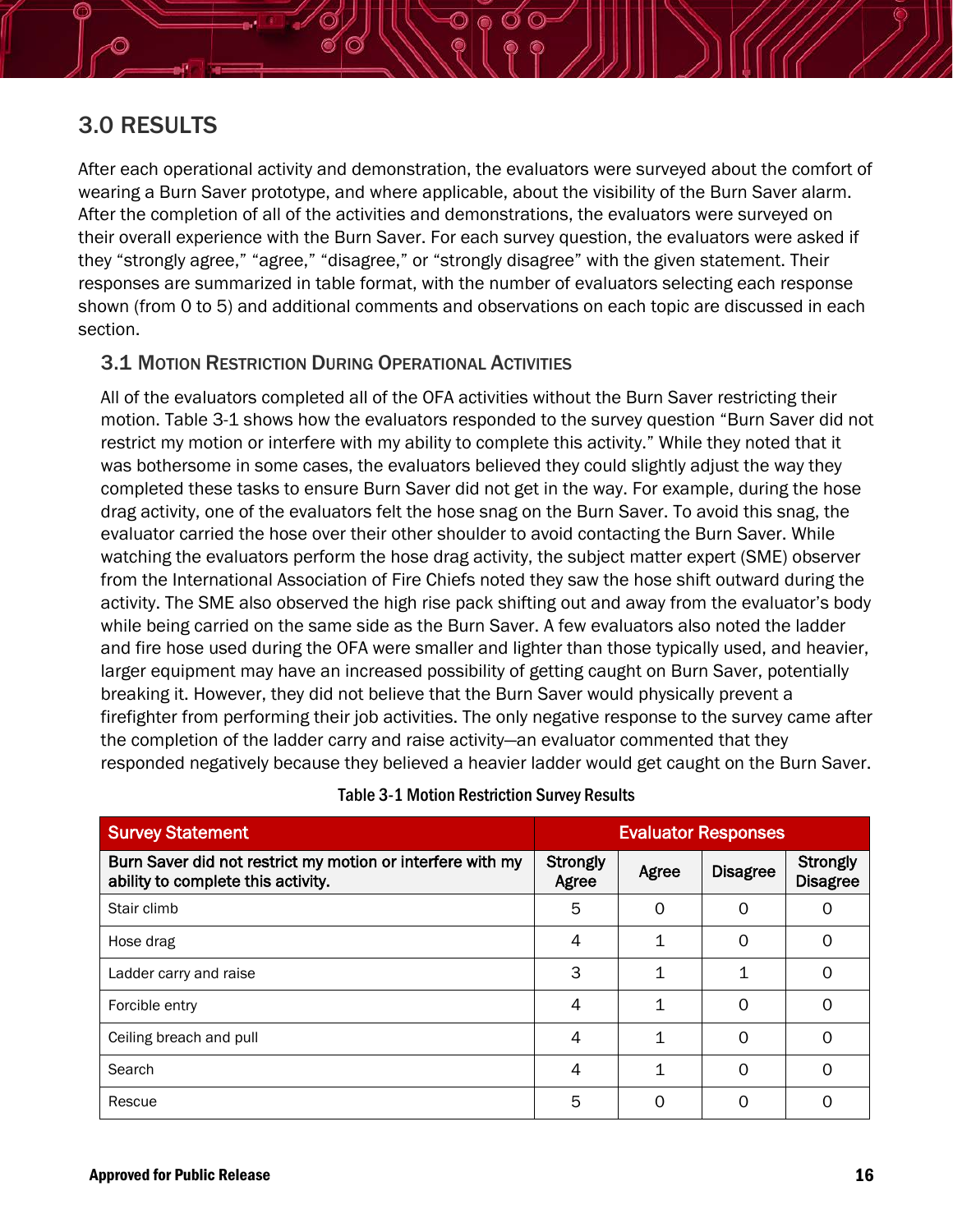# 3.0 RESULTS

After each operational activity and demonstration, the evaluators were surveyed about the comfort of wearing a Burn Saver prototype, and where applicable, about the visibility of the Burn Saver alarm. After the completion of all of the activities and demonstrations, the evaluators were surveyed on their overall experience with the Burn Saver. For each survey question, the evaluators were asked if they "strongly agree," "agree," "disagree," or "strongly disagree" with the given statement. Their responses are summarized in table format, with the number of evaluators selecting each response shown (from 0 to 5) and additional comments and observations on each topic are discussed in each section.

## 3.1 Motion Restriction During Operational Activities

All of the evaluators completed all of the OFA activities without the Burn Saver restricting their motion. Table 3-1 shows how the evaluators responded to the survey question "Burn Saver did not restrict my motion or interfere with my ability to complete this activity." While they noted that it was bothersome in some cases, the evaluators believed they could slightly adjust the way they completed these tasks to ensure Burn Saver did not get in the way. For example, during the hose drag activity, one of the evaluators felt the hose snag on the Burn Saver. To avoid this snag, the evaluator carried the hose over their other shoulder to avoid contacting the Burn Saver. While watching the evaluators perform the hose drag activity, the subject matter expert (SME) observer from the International Association of Fire Chiefs noted they saw the hose shift outward during the activity. The SME also observed the high rise pack shifting out and away from the evaluator's body while being carried on the same side as the Burn Saver. A few evaluators also noted the ladder and fire hose used during the OFA were smaller and lighter than those typically used, and heavier, larger equipment may have an increased possibility of getting caught on Burn Saver, potentially breaking it. However, they did not believe that the Burn Saver would physically prevent a firefighter from performing their job activities. The only negative response to the survey came after the completion of the ladder carry and raise activity—an evaluator commented that they responded negatively because they believed a heavier ladder would get caught on the Burn Saver.

**Table 3-1 Motion Restriction Survey Results**

| Survey Statement | Evaluator Responses | | | |
|---|---|---|---|---|
| **Burn Saver did not restrict my motion or interfere with my ability to complete this activity.** | **Strongly Agree** | **Agree** | **Disagree** | **Strongly Disagree** |
| Stair climb | 5 | 0 | 0 | 0 |
| Hose drag | 4 | 1 | 0 | 0 |
| Ladder carry and raise | 3 | 1 | 1 | 0 |
| Forcible entry | 4 | 1 | 0 | 0 |
| Ceiling breach and pull | 4 | 1 | 0 | 0 |
| Search | 4 | 1 | 0 | 0 |
| Rescue | 5 | 0 | 0 | 0 |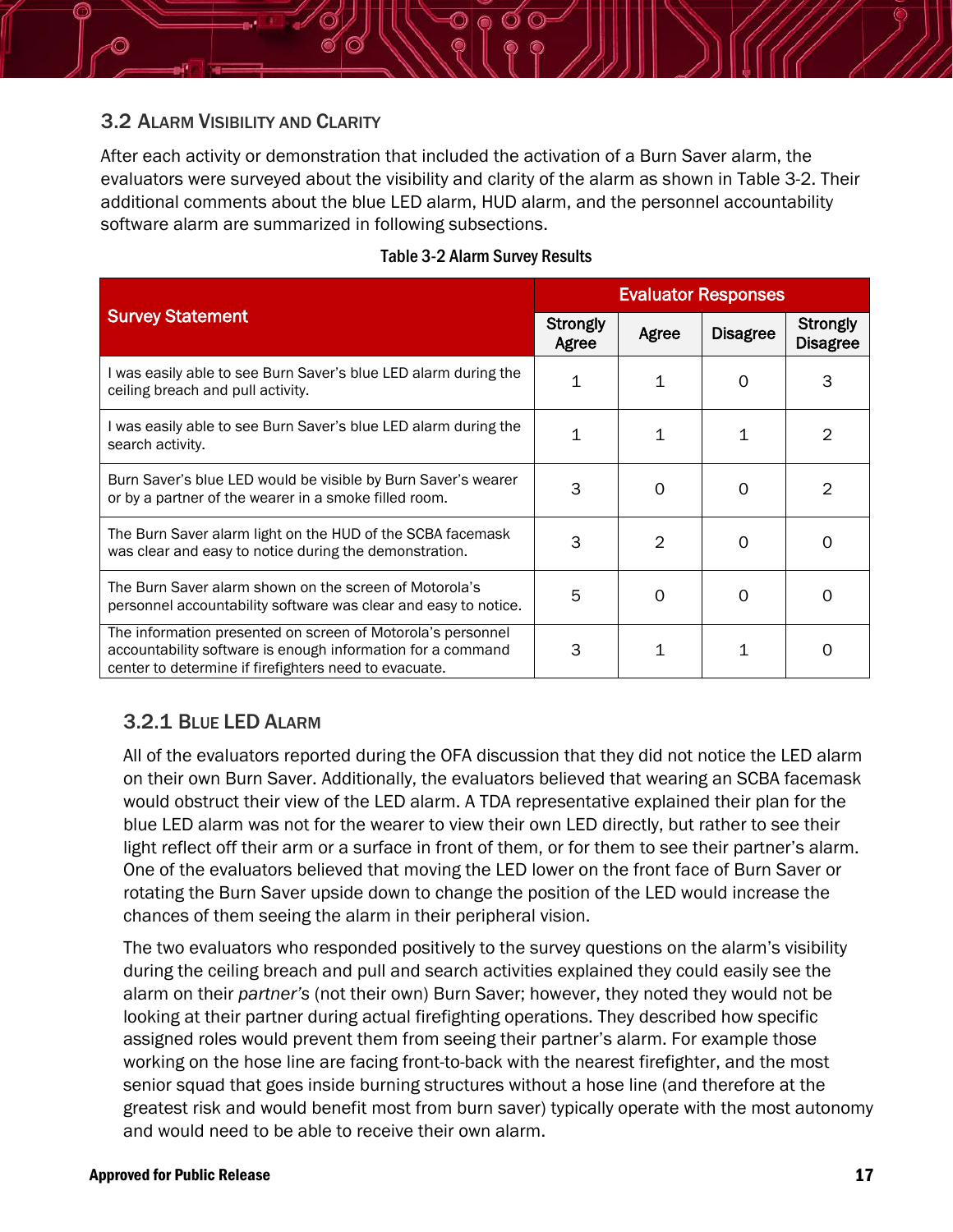## 3.2 Alarm Visibility and Clarity

After each activity or demonstration that included the activation of a Burn Saver alarm, the evaluators were surveyed about the visibility and clarity of the alarm as shown in Table 3-2. Their additional comments about the blue LED alarm, HUD alarm, and the personnel accountability software alarm are summarized in following subsections.

Table 3-2 Alarm Survey Results

| Survey Statement | Evaluator Responses | | | |
|---|---|---|---|---|
| | Strongly Agree | Agree | Disagree | Strongly Disagree |
| I was easily able to see Burn Saver's blue LED alarm during the ceiling breach and pull activity. | 1 | 1 | 0 | 3 |
| I was easily able to see Burn Saver's blue LED alarm during the search activity. | 1 | 1 | 1 | 2 |
| Burn Saver's blue LED would be visible by Burn Saver's wearer or by a partner of the wearer in a smoke filled room. | 3 | 0 | 0 | 2 |
| The Burn Saver alarm light on the HUD of the SCBA facemask was clear and easy to notice during the demonstration. | 3 | 2 | 0 | 0 |
| The Burn Saver alarm shown on the screen of Motorola's personnel accountability software was clear and easy to notice. | 5 | 0 | 0 | 0 |
| The information presented on screen of Motorola's personnel accountability software is enough information for a command center to determine if firefighters need to evacuate. | 3 | 1 | 1 | 0 |

### 3.2.1 Blue LED Alarm

All of the evaluators reported during the OFA discussion that they did not notice the LED alarm on their own Burn Saver. Additionally, the evaluators believed that wearing an SCBA facemask would obstruct their view of the LED alarm. A TDA representative explained their plan for the blue LED alarm was not for the wearer to view their own LED directly, but rather to see their light reflect off their arm or a surface in front of them, or for them to see their partner's alarm. One of the evaluators believed that moving the LED lower on the front face of Burn Saver or rotating the Burn Saver upside down to change the position of the LED would increase the chances of them seeing the alarm in their peripheral vision.

The two evaluators who responded positively to the survey questions on the alarm's visibility during the ceiling breach and pull and search activities explained they could easily see the alarm on their *partner's* (not their own) Burn Saver; however, they noted they would not be looking at their partner during actual firefighting operations. They described how specific assigned roles would prevent them from seeing their partner's alarm. For example those working on the hose line are facing front-to-back with the nearest firefighter, and the most senior squad that goes inside burning structures without a hose line (and therefore at the greatest risk and would benefit most from burn saver) typically operate with the most autonomy and would need to be able to receive their own alarm.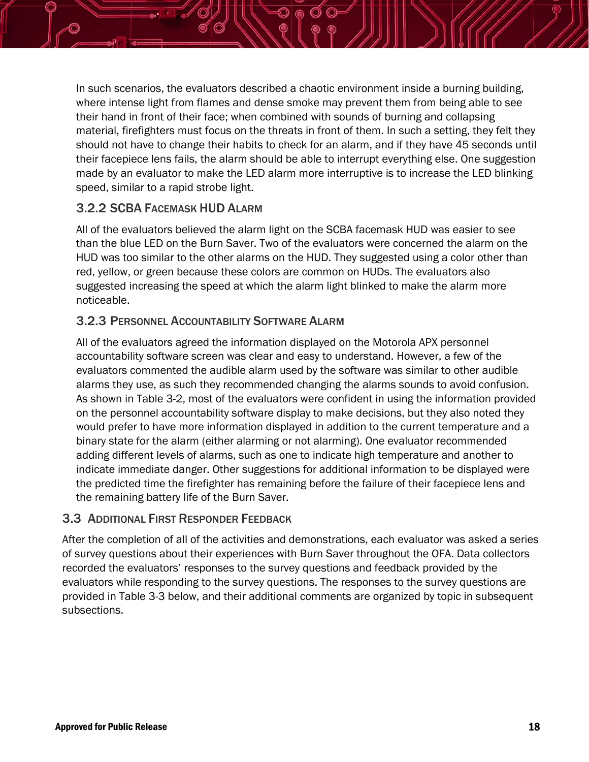In such scenarios, the evaluators described a chaotic environment inside a burning building, where intense light from flames and dense smoke may prevent them from being able to see their hand in front of their face; when combined with sounds of burning and collapsing material, firefighters must focus on the threats in front of them. In such a setting, they felt they should not have to change their habits to check for an alarm, and if they have 45 seconds until their facepiece lens fails, the alarm should be able to interrupt everything else. One suggestion made by an evaluator to make the LED alarm more interruptive is to increase the LED blinking speed, similar to a rapid strobe light.

### 3.2.2 SCBA Facemask HUD Alarm

All of the evaluators believed the alarm light on the SCBA facemask HUD was easier to see than the blue LED on the Burn Saver. Two of the evaluators were concerned the alarm on the HUD was too similar to the other alarms on the HUD. They suggested using a color other than red, yellow, or green because these colors are common on HUDs. The evaluators also suggested increasing the speed at which the alarm light blinked to make the alarm more noticeable.

### 3.2.3 Personnel Accountability Software Alarm

All of the evaluators agreed the information displayed on the Motorola APX personnel accountability software screen was clear and easy to understand. However, a few of the evaluators commented the audible alarm used by the software was similar to other audible alarms they use, as such they recommended changing the alarms sounds to avoid confusion. As shown in Table 3-2, most of the evaluators were confident in using the information provided on the personnel accountability software display to make decisions, but they also noted they would prefer to have more information displayed in addition to the current temperature and a binary state for the alarm (either alarming or not alarming). One evaluator recommended adding different levels of alarms, such as one to indicate high temperature and another to indicate immediate danger. Other suggestions for additional information to be displayed were the predicted time the firefighter has remaining before the failure of their facepiece lens and the remaining battery life of the Burn Saver.

## 3.3 Additional First Responder Feedback

After the completion of all of the activities and demonstrations, each evaluator was asked a series of survey questions about their experiences with Burn Saver throughout the OFA. Data collectors recorded the evaluators' responses to the survey questions and feedback provided by the evaluators while responding to the survey questions. The responses to the survey questions are provided in Table 3-3 below, and their additional comments are organized by topic in subsequent subsections.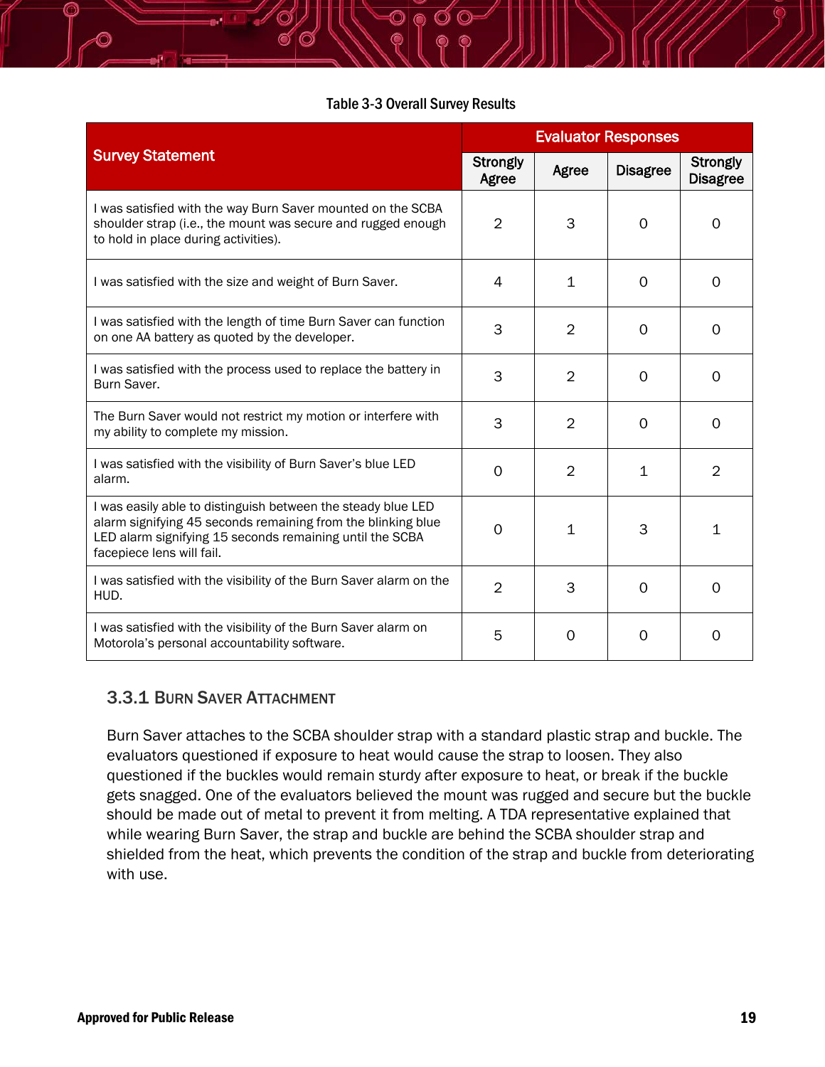Table 3-3 Overall Survey Results

| Survey Statement | Evaluator Responses | | | |
|---|---|---|---|---|
| | Strongly Agree | Agree | Disagree | Strongly Disagree |
| I was satisfied with the way Burn Saver mounted on the SCBA shoulder strap (i.e., the mount was secure and rugged enough to hold in place during activities). | 2 | 3 | 0 | 0 |
| I was satisfied with the size and weight of Burn Saver. | 4 | 1 | 0 | 0 |
| I was satisfied with the length of time Burn Saver can function on one AA battery as quoted by the developer. | 3 | 2 | 0 | 0 |
| I was satisfied with the process used to replace the battery in Burn Saver. | 3 | 2 | 0 | 0 |
| The Burn Saver would not restrict my motion or interfere with my ability to complete my mission. | 3 | 2 | 0 | 0 |
| I was satisfied with the visibility of Burn Saver's blue LED alarm. | 0 | 2 | 1 | 2 |
| I was easily able to distinguish between the steady blue LED alarm signifying 45 seconds remaining from the blinking blue LED alarm signifying 15 seconds remaining until the SCBA facepiece lens will fail. | 0 | 1 | 3 | 1 |
| I was satisfied with the visibility of the Burn Saver alarm on the HUD. | 2 | 3 | 0 | 0 |
| I was satisfied with the visibility of the Burn Saver alarm on Motorola's personal accountability software. | 5 | 0 | 0 | 0 |

### 3.3.1 Burn Saver Attachment

Burn Saver attaches to the SCBA shoulder strap with a standard plastic strap and buckle. The evaluators questioned if exposure to heat would cause the strap to loosen. They also questioned if the buckles would remain sturdy after exposure to heat, or break if the buckle gets snagged. One of the evaluators believed the mount was rugged and secure but the buckle should be made out of metal to prevent it from melting. A TDA representative explained that while wearing Burn Saver, the strap and buckle are behind the SCBA shoulder strap and shielded from the heat, which prevents the condition of the strap and buckle from deteriorating with use.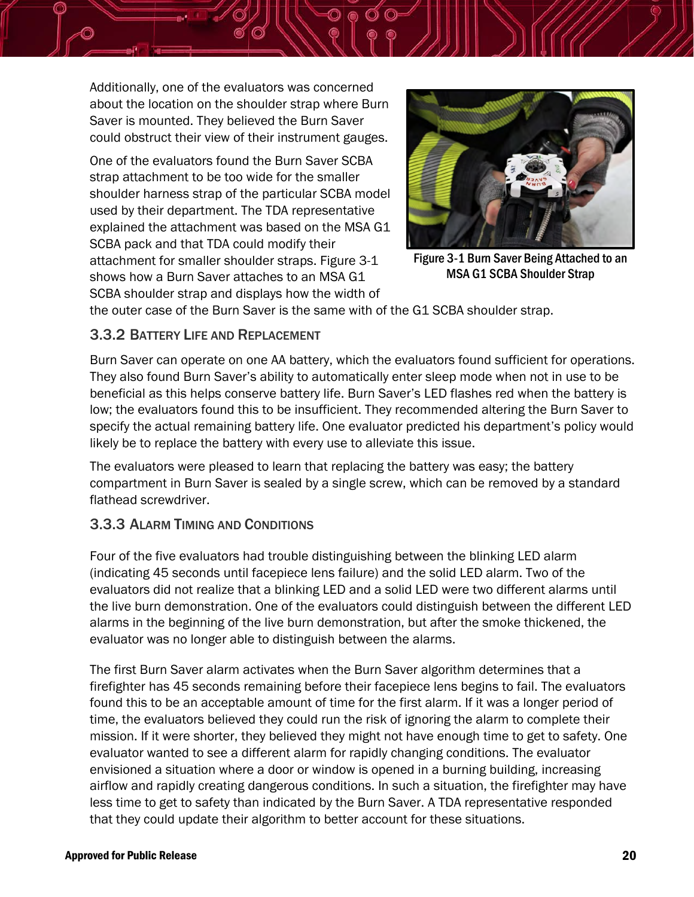Additionally, one of the evaluators was concerned about the location on the shoulder strap where Burn Saver is mounted. They believed the Burn Saver could obstruct their view of their instrument gauges.

One of the evaluators found the Burn Saver SCBA strap attachment to be too wide for the smaller shoulder harness strap of the particular SCBA model used by their department. The TDA representative explained the attachment was based on the MSA G1 SCBA pack and that TDA could modify their attachment for smaller shoulder straps. Figure 3-1 shows how a Burn Saver attaches to an MSA G1 SCBA shoulder strap and displays how the width of the outer case of the Burn Saver is the same with of the G1 SCBA shoulder strap.

Figure 3-1 Burn Saver Being Attached to an MSA G1 SCBA Shoulder Strap

### 3.3.2 Battery Life and Replacement

Burn Saver can operate on one AA battery, which the evaluators found sufficient for operations. They also found Burn Saver's ability to automatically enter sleep mode when not in use to be beneficial as this helps conserve battery life. Burn Saver's LED flashes red when the battery is low; the evaluators found this to be insufficient. They recommended altering the Burn Saver to specify the actual remaining battery life. One evaluator predicted his department's policy would likely be to replace the battery with every use to alleviate this issue.

The evaluators were pleased to learn that replacing the battery was easy; the battery compartment in Burn Saver is sealed by a single screw, which can be removed by a standard flathead screwdriver.

### 3.3.3 Alarm Timing and Conditions

Four of the five evaluators had trouble distinguishing between the blinking LED alarm (indicating 45 seconds until facepiece lens failure) and the solid LED alarm. Two of the evaluators did not realize that a blinking LED and a solid LED were two different alarms until the live burn demonstration. One of the evaluators could distinguish between the different LED alarms in the beginning of the live burn demonstration, but after the smoke thickened, the evaluator was no longer able to distinguish between the alarms.

The first Burn Saver alarm activates when the Burn Saver algorithm determines that a firefighter has 45 seconds remaining before their facepiece lens begins to fail. The evaluators found this to be an acceptable amount of time for the first alarm. If it was a longer period of time, the evaluators believed they could run the risk of ignoring the alarm to complete their mission. If it were shorter, they believed they might not have enough time to get to safety. One evaluator wanted to see a different alarm for rapidly changing conditions. The evaluator envisioned a situation where a door or window is opened in a burning building, increasing airflow and rapidly creating dangerous conditions. In such a situation, the firefighter may have less time to get to safety than indicated by the Burn Saver. A TDA representative responded that they could update their algorithm to better account for these situations.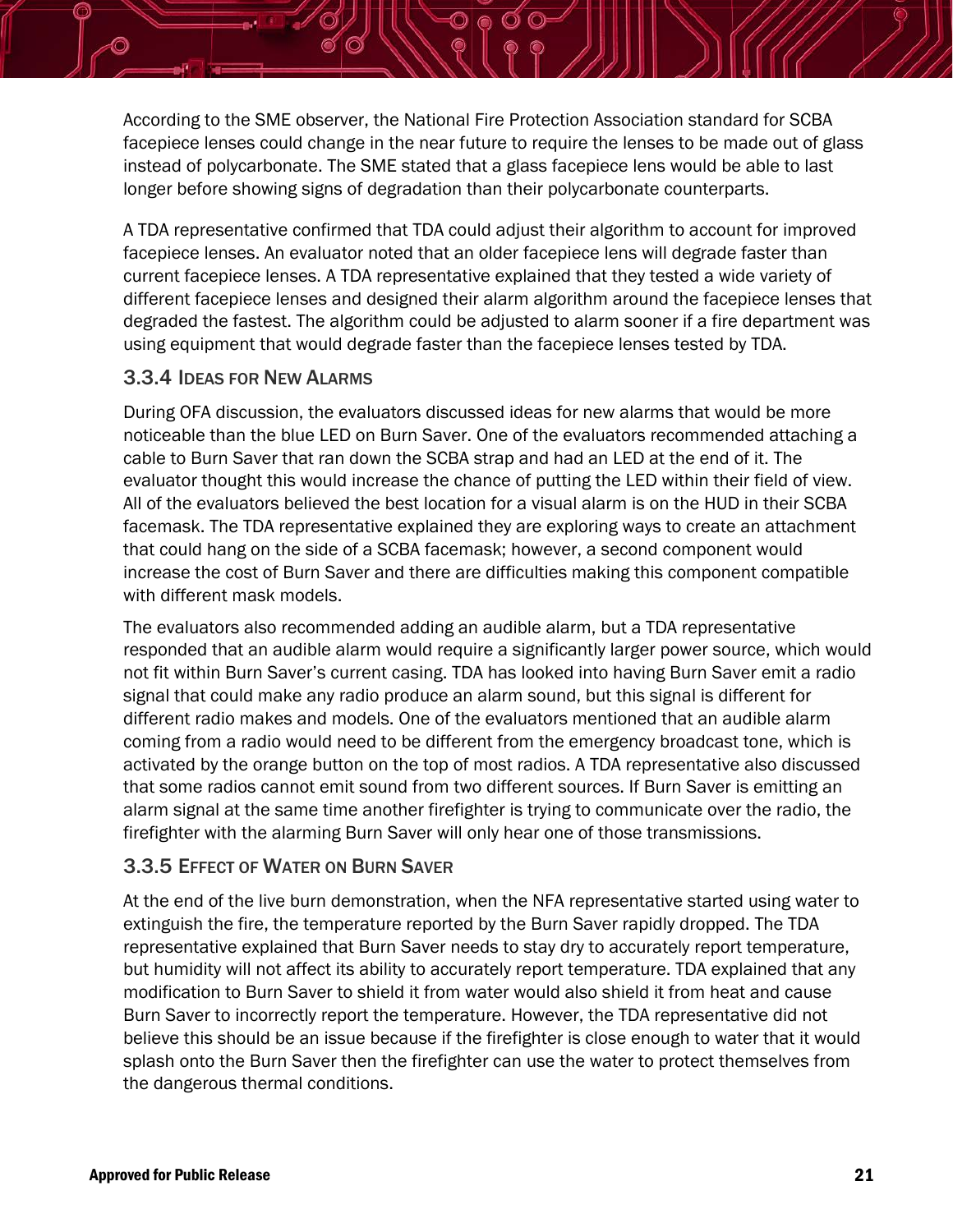According to the SME observer, the National Fire Protection Association standard for SCBA facepiece lenses could change in the near future to require the lenses to be made out of glass instead of polycarbonate. The SME stated that a glass facepiece lens would be able to last longer before showing signs of degradation than their polycarbonate counterparts.

A TDA representative confirmed that TDA could adjust their algorithm to account for improved facepiece lenses. An evaluator noted that an older facepiece lens will degrade faster than current facepiece lenses. A TDA representative explained that they tested a wide variety of different facepiece lenses and designed their alarm algorithm around the facepiece lenses that degraded the fastest. The algorithm could be adjusted to alarm sooner if a fire department was using equipment that would degrade faster than the facepiece lenses tested by TDA.

### 3.3.4 Ideas for New Alarms

During OFA discussion, the evaluators discussed ideas for new alarms that would be more noticeable than the blue LED on Burn Saver. One of the evaluators recommended attaching a cable to Burn Saver that ran down the SCBA strap and had an LED at the end of it. The evaluator thought this would increase the chance of putting the LED within their field of view. All of the evaluators believed the best location for a visual alarm is on the HUD in their SCBA facemask. The TDA representative explained they are exploring ways to create an attachment that could hang on the side of a SCBA facemask; however, a second component would increase the cost of Burn Saver and there are difficulties making this component compatible with different mask models.

The evaluators also recommended adding an audible alarm, but a TDA representative responded that an audible alarm would require a significantly larger power source, which would not fit within Burn Saver's current casing. TDA has looked into having Burn Saver emit a radio signal that could make any radio produce an alarm sound, but this signal is different for different radio makes and models. One of the evaluators mentioned that an audible alarm coming from a radio would need to be different from the emergency broadcast tone, which is activated by the orange button on the top of most radios. A TDA representative also discussed that some radios cannot emit sound from two different sources. If Burn Saver is emitting an alarm signal at the same time another firefighter is trying to communicate over the radio, the firefighter with the alarming Burn Saver will only hear one of those transmissions.

### 3.3.5 Effect of Water on Burn Saver

At the end of the live burn demonstration, when the NFA representative started using water to extinguish the fire, the temperature reported by the Burn Saver rapidly dropped. The TDA representative explained that Burn Saver needs to stay dry to accurately report temperature, but humidity will not affect its ability to accurately report temperature. TDA explained that any modification to Burn Saver to shield it from water would also shield it from heat and cause Burn Saver to incorrectly report the temperature. However, the TDA representative did not believe this should be an issue because if the firefighter is close enough to water that it would splash onto the Burn Saver then the firefighter can use the water to protect themselves from the dangerous thermal conditions.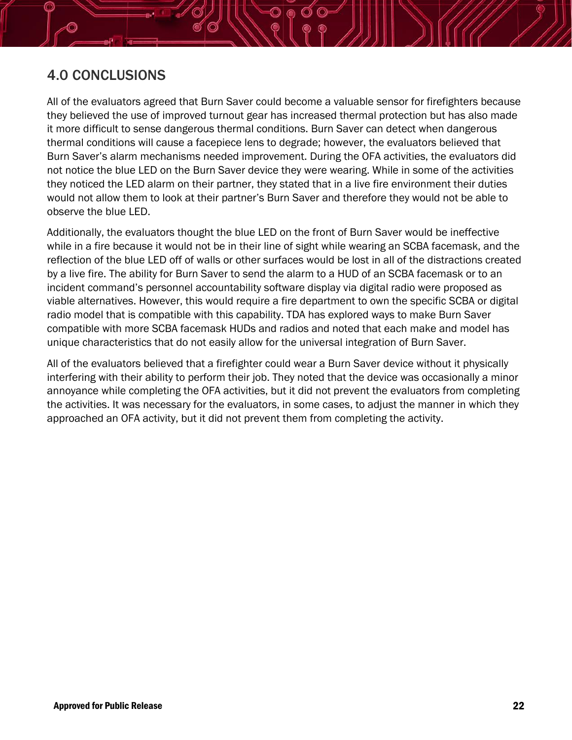## 4.0 CONCLUSIONS

All of the evaluators agreed that Burn Saver could become a valuable sensor for firefighters because they believed the use of improved turnout gear has increased thermal protection but has also made it more difficult to sense dangerous thermal conditions. Burn Saver can detect when dangerous thermal conditions will cause a facepiece lens to degrade; however, the evaluators believed that Burn Saver's alarm mechanisms needed improvement. During the OFA activities, the evaluators did not notice the blue LED on the Burn Saver device they were wearing. While in some of the activities they noticed the LED alarm on their partner, they stated that in a live fire environment their duties would not allow them to look at their partner's Burn Saver and therefore they would not be able to observe the blue LED.

Additionally, the evaluators thought the blue LED on the front of Burn Saver would be ineffective while in a fire because it would not be in their line of sight while wearing an SCBA facemask, and the reflection of the blue LED off of walls or other surfaces would be lost in all of the distractions created by a live fire. The ability for Burn Saver to send the alarm to a HUD of an SCBA facemask or to an incident command's personnel accountability software display via digital radio were proposed as viable alternatives. However, this would require a fire department to own the specific SCBA or digital radio model that is compatible with this capability. TDA has explored ways to make Burn Saver compatible with more SCBA facemask HUDs and radios and noted that each make and model has unique characteristics that do not easily allow for the universal integration of Burn Saver.

All of the evaluators believed that a firefighter could wear a Burn Saver device without it physically interfering with their ability to perform their job. They noted that the device was occasionally a minor annoyance while completing the OFA activities, but it did not prevent the evaluators from completing the activities. It was necessary for the evaluators, in some cases, to adjust the manner in which they approached an OFA activity, but it did not prevent them from completing the activity.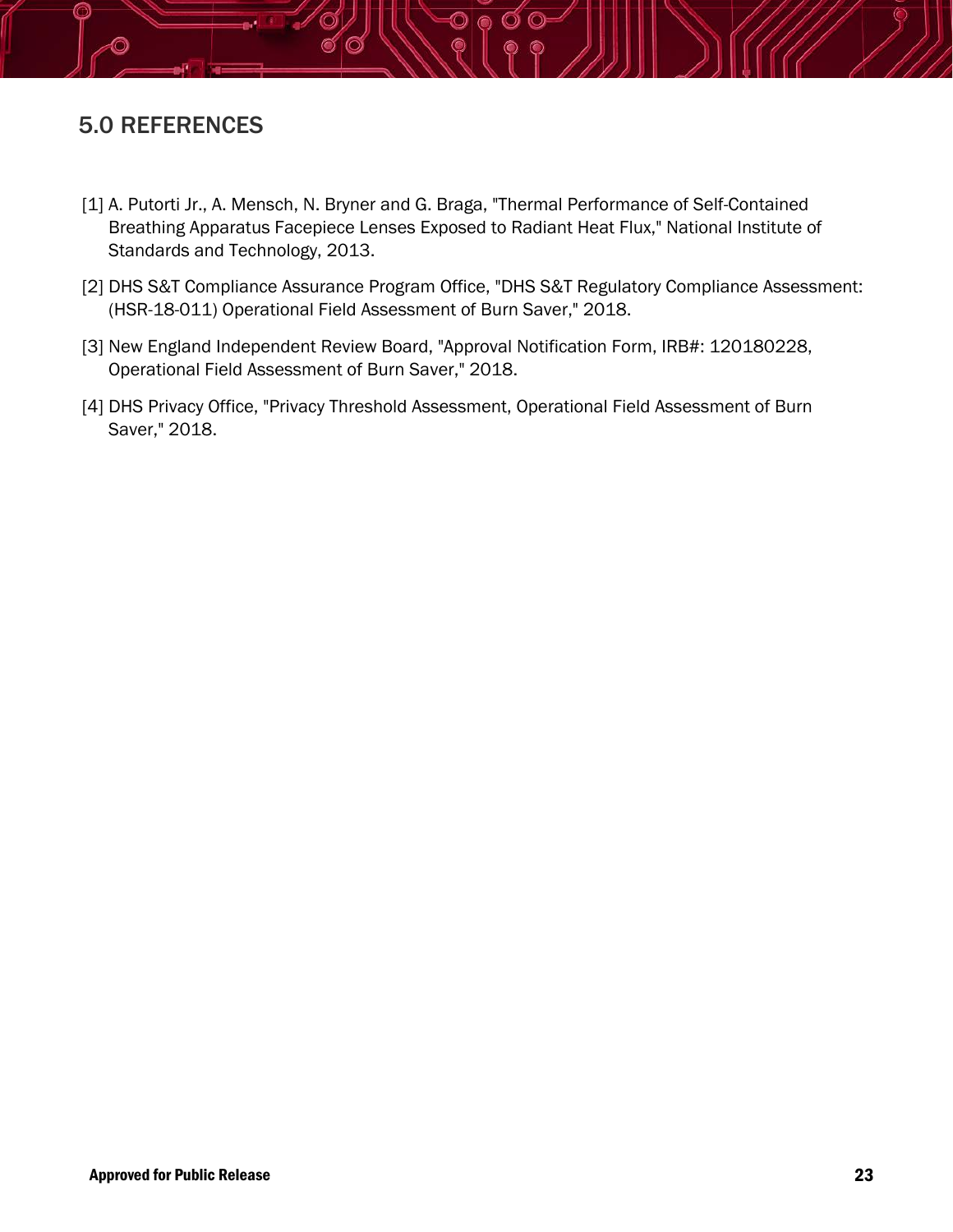## 5.0 REFERENCES

[1] A. Putorti Jr., A. Mensch, N. Bryner and G. Braga, "Thermal Performance of Self-Contained Breathing Apparatus Facepiece Lenses Exposed to Radiant Heat Flux," National Institute of Standards and Technology, 2013.

[2] DHS S&T Compliance Assurance Program Office, "DHS S&T Regulatory Compliance Assessment: (HSR-18-011) Operational Field Assessment of Burn Saver," 2018.

[3] New England Independent Review Board, "Approval Notification Form, IRB#: 120180228, Operational Field Assessment of Burn Saver," 2018.

[4] DHS Privacy Office, "Privacy Threshold Assessment, Operational Field Assessment of Burn Saver," 2018.